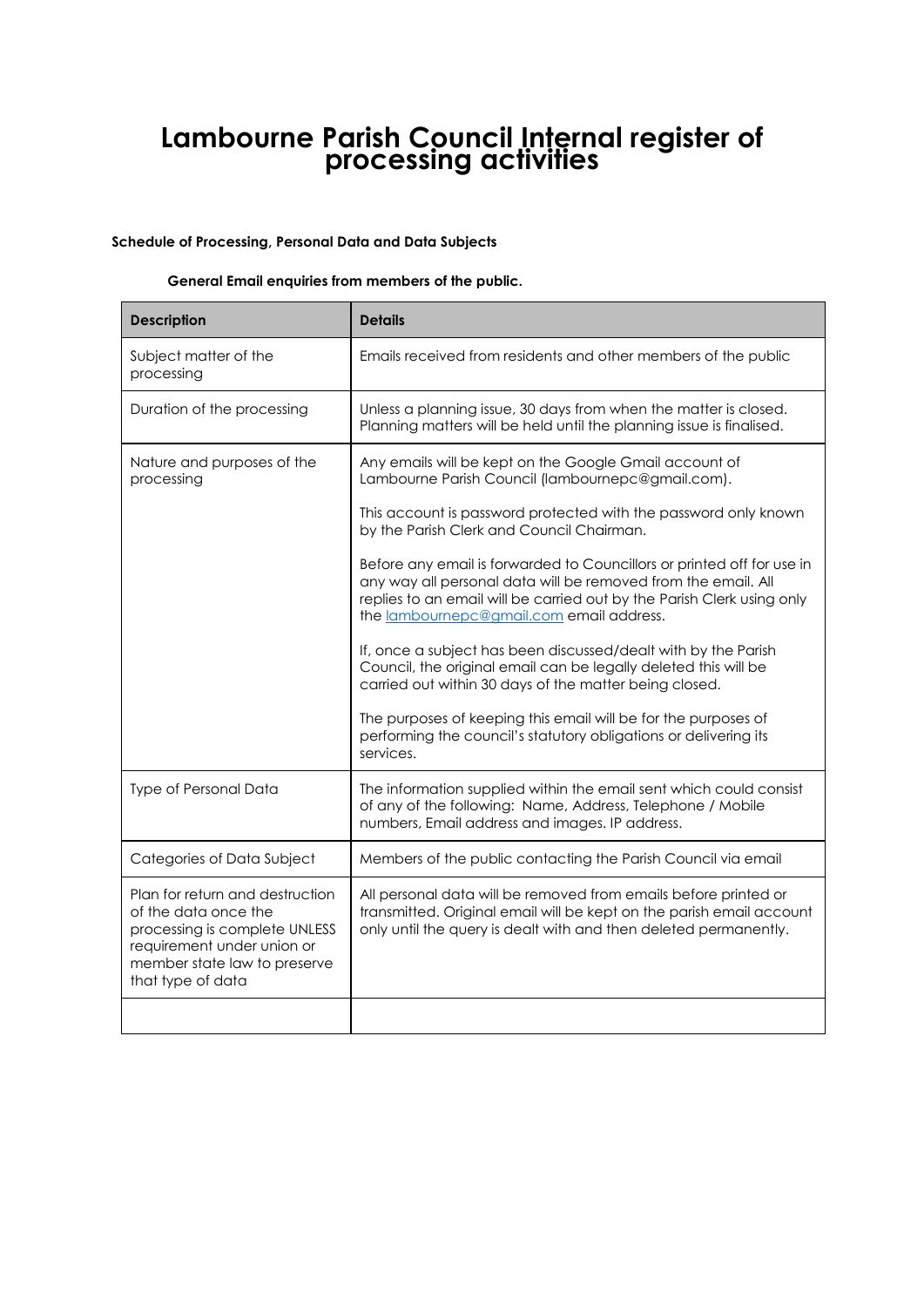# Lambourne Parish Council Internal register of processing activities

**Schedule of Processing, Personal Data and Data Subjects**

**General Email enquiries from members of the public.**

| Description | Details |
|---|---|
| Subject matter of the processing | Emails received from residents and other members of the public |
| Duration of the processing | Unless a planning issue, 30 days from when the matter is closed. Planning matters will be held until the planning issue is finalised. |
| Nature and purposes of the processing | Any emails will be kept on the Google Gmail account of Lambourne Parish Council (lambournepc@gmail.com).<br><br>This account is password protected with the password only known by the Parish Clerk and Council Chairman.<br><br>Before any email is forwarded to Councillors or printed off for use in any way all personal data will be removed from the email. All replies to an email will be carried out by the Parish Clerk using only the lambournepc@gmail.com email address.<br><br>If, once a subject has been discussed/dealt with by the Parish Council, the original email can be legally deleted this will be carried out within 30 days of the matter being closed.<br><br>The purposes of keeping this email will be for the purposes of performing the council's statutory obligations or delivering its services. |
| Type of Personal Data | The information supplied within the email sent which could consist of any of the following: Name, Address, Telephone / Mobile numbers, Email address and images. IP address. |
| Categories of Data Subject | Members of the public contacting the Parish Council via email |
| Plan for return and destruction of the data once the processing is complete UNLESS requirement under union or member state law to preserve that type of data | All personal data will be removed from emails before printed or transmitted. Original email will be kept on the parish email account only until the query is dealt with and then deleted permanently. |
| | |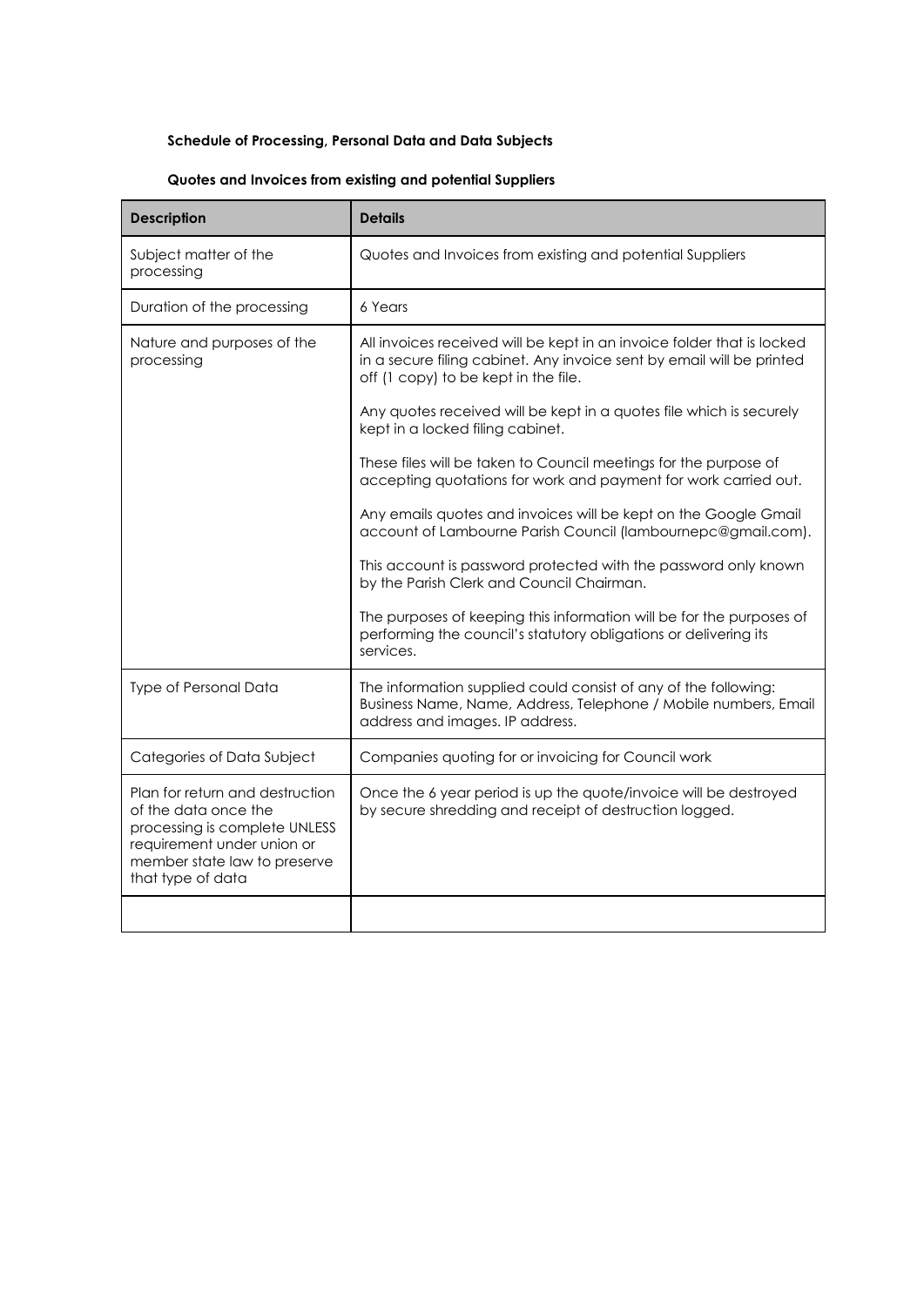**Schedule of Processing, Personal Data and Data Subjects**

**Quotes and Invoices from existing and potential Suppliers**

| Description | Details |
|---|---|
| Subject matter of the processing | Quotes and Invoices from existing and potential Suppliers |
| Duration of the processing | 6 Years |
| Nature and purposes of the processing | All invoices received will be kept in an invoice folder that is locked in a secure filing cabinet. Any invoice sent by email will be printed off (1 copy) to be kept in the file.<br><br>Any quotes received will be kept in a quotes file which is securely kept in a locked filing cabinet.<br><br>These files will be taken to Council meetings for the purpose of accepting quotations for work and payment for work carried out.<br><br>Any emails quotes and invoices will be kept on the Google Gmail account of Lambourne Parish Council (lambournepc@gmail.com).<br><br>This account is password protected with the password only known by the Parish Clerk and Council Chairman.<br><br>The purposes of keeping this information will be for the purposes of performing the council's statutory obligations or delivering its services. |
| Type of Personal Data | The information supplied could consist of any of the following: Business Name, Name, Address, Telephone / Mobile numbers, Email address and images. IP address. |
| Categories of Data Subject | Companies quoting for or invoicing for Council work |
| Plan for return and destruction of the data once the processing is complete UNLESS requirement under union or member state law to preserve that type of data | Once the 6 year period is up the quote/invoice will be destroyed by secure shredding and receipt of destruction logged. |
| | |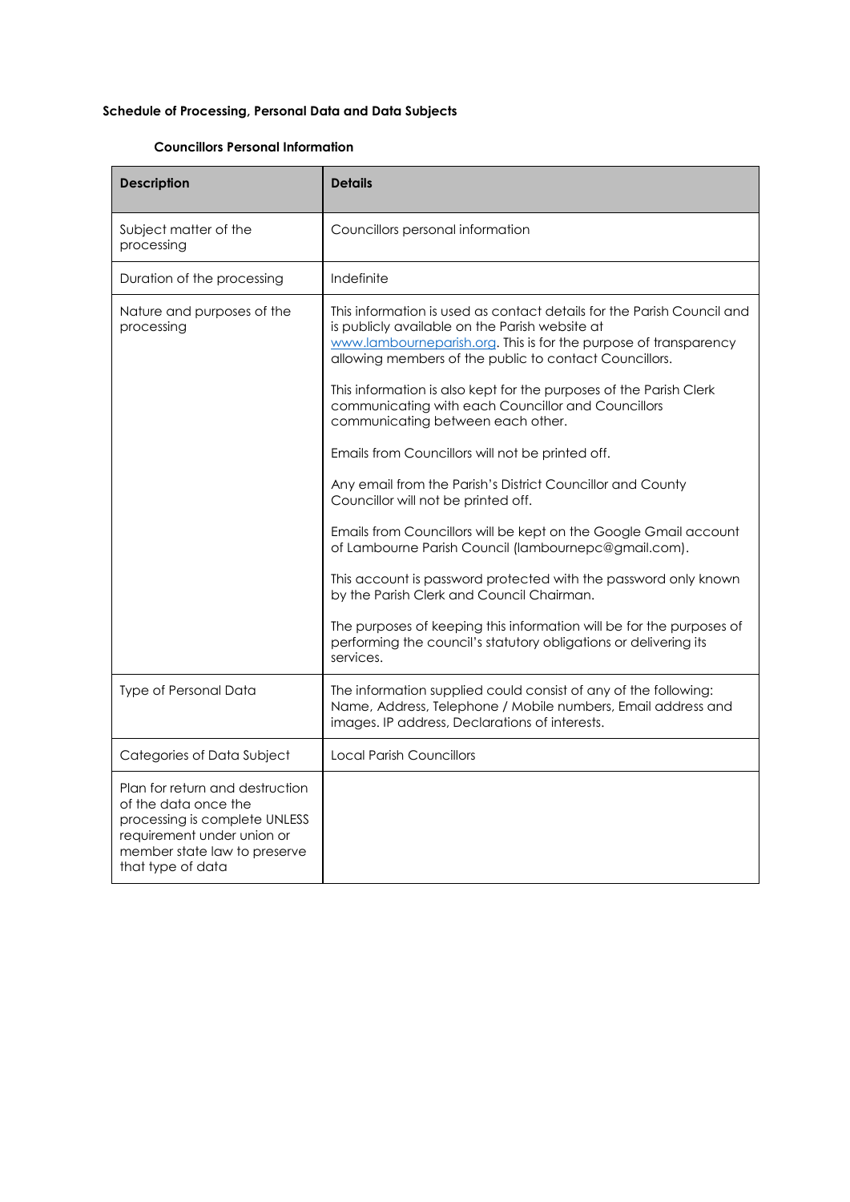**Schedule of Processing, Personal Data and Data Subjects**

**Councillors Personal Information**

| Description | Details |
|---|---|
| Subject matter of the processing | Councillors personal information |
| Duration of the processing | Indefinite |
| Nature and purposes of the processing | This information is used as contact details for the Parish Council and is publicly available on the Parish website at www.lambourneparish.org. This is for the purpose of transparency allowing members of the public to contact Councillors.<br><br>This information is also kept for the purposes of the Parish Clerk communicating with each Councillor and Councillors communicating between each other.<br><br>Emails from Councillors will not be printed off.<br><br>Any email from the Parish's District Councillor and County Councillor will not be printed off.<br><br>Emails from Councillors will be kept on the Google Gmail account of Lambourne Parish Council (lambournepc@gmail.com).<br><br>This account is password protected with the password only known by the Parish Clerk and Council Chairman.<br><br>The purposes of keeping this information will be for the purposes of performing the council's statutory obligations or delivering its services. |
| Type of Personal Data | The information supplied could consist of any of the following: Name, Address, Telephone / Mobile numbers, Email address and images. IP address, Declarations of interests. |
| Categories of Data Subject | Local Parish Councillors |
| Plan for return and destruction of the data once the processing is complete UNLESS requirement under union or member state law to preserve that type of data | |